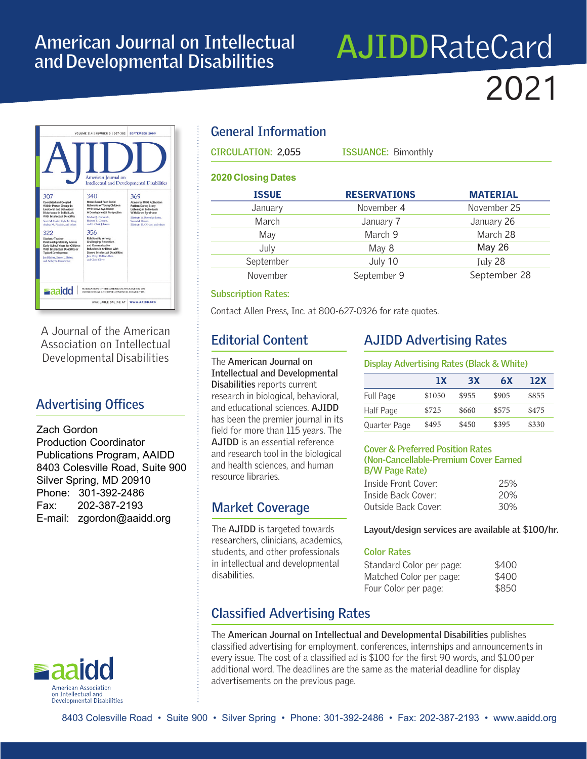# American Journal on Intellectual and Developmental Disabilities

# AJIDD RateCard 2021

A Journal of the American Association on Intellectual Developmental Disabilities

## Advertising Offices

Zach Gordon
Production Coordinator
Publications Program, AAIDD
8403 Colesville Road, Suite 900
Silver Spring, MD 20910
Phone: 301-392-2486
Fax: 202-387-2193
E-mail: zgordon@aaidd.org

aaidd
American Association on Intellectual and Developmental Disabilities

## General Information

**CIRCULATION:** 2,055 **ISSUANCE:** Bimonthly

### 2020 Closing Dates

| ISSUE | RESERVATIONS | MATERIAL |
|---|---|---|
| January | November 4 | November 25 |
| March | January 7 | January 26 |
| May | March 9 | March 28 |
| July | May 8 | May 26 |
| September | July 10 | July 28 |
| November | September 9 | September 28 |

### Subscription Rates:

Contact Allen Press, Inc. at 800-627-0326 for rate quotes.

## Editorial Content

The **American Journal on Intellectual and Developmental Disabilities** reports current research in biological, behavioral, and educational sciences. **AJIDD** has been the premier journal in its field for more than 115 years. The **AJIDD** is an essential reference and research tool in the biological and health sciences, and human resource libraries.

## Market Coverage

The **AJIDD** is targeted towards researchers, clinicians, academics, students, and other professionals in intellectual and developmental disabilities.

## AJIDD Advertising Rates

### Display Advertising Rates (Black & White)

| | 1X | 3X | 6X | 12X |
|---|---|---|---|---|
| Full Page | $1050 | $955 | $905 | $855 |
| Half Page | $725 | $660 | $575 | $475 |
| Quarter Page | $495 | $450 | $395 | $330 |

### Cover & Preferred Position Rates (Non-Cancellable-Premium Cover Earned B/W Page Rate)

| | |
|---|---|
| Inside Front Cover: | 25% |
| Inside Back Cover: | 20% |
| Outside Back Cover: | 30% |

**Layout/design services are available at $100/hr.**

### Color Rates

| | |
|---|---|
| Standard Color per page: | $400 |
| Matched Color per page: | $400 |
| Four Color per page: | $850 |

## Classified Advertising Rates

The **American Journal on Intellectual and Developmental Disabilities** publishes classified advertising for employment, conferences, internships and announcements in every issue. The cost of a classified ad is $100 for the first 90 words, and $1.00 per additional word. The deadlines are the same as the material deadline for display advertisements on the previous page.

8403 Colesville Road • Suite 900 • Silver Spring • Phone: 301-392-2486 • Fax: 202-387-2193 • www.aaidd.org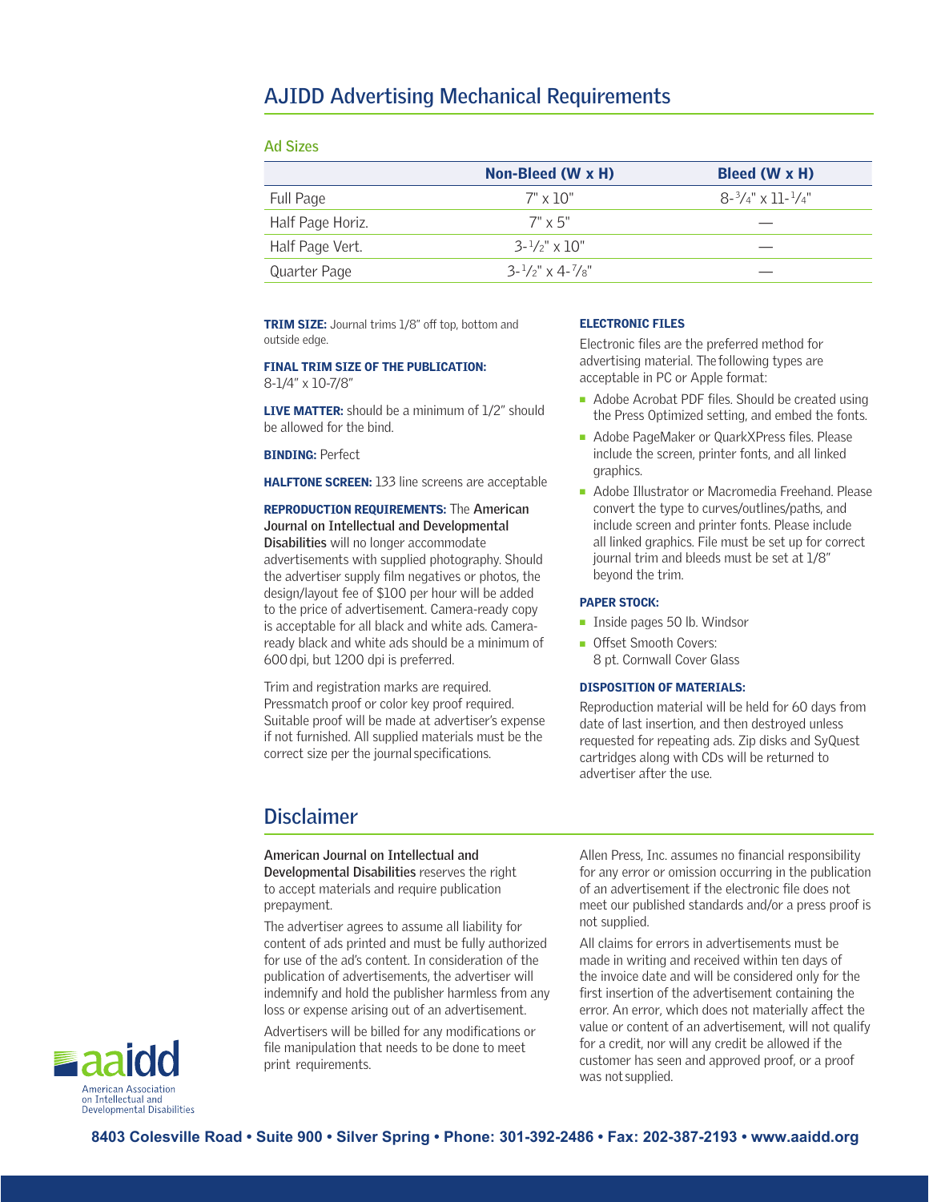## AJIDD Advertising Mechanical Requirements

### Ad Sizes

| | Non-Bleed (W x H) | Bleed (W x H) |
|---|---|---|
| Full Page | 7" x 10" | 8-3/4" x 11-1/4" |
| Half Page Horiz. | 7" x 5" | — |
| Half Page Vert. | 3-1/2" x 10" | — |
| Quarter Page | 3-1/2" x 4-7/8" | — |

**TRIM SIZE:** Journal trims 1/8" off top, bottom and outside edge.

**FINAL TRIM SIZE OF THE PUBLICATION:**
8-1/4" x 10-7/8"

**LIVE MATTER:** should be a minimum of 1/2" should be allowed for the bind.

**BINDING:** Perfect

**HALFTONE SCREEN:** 133 line screens are acceptable

**REPRODUCTION REQUIREMENTS:** The **American Journal on Intellectual and Developmental Disabilities** will no longer accommodate advertisements with supplied photography. Should the advertiser supply film negatives or photos, the design/layout fee of $100 per hour will be added to the price of advertisement. Camera-ready copy is acceptable for all black and white ads. Camera-ready black and white ads should be a minimum of 600 dpi, but 1200 dpi is preferred.

Trim and registration marks are required. Pressmatch proof or color key proof required. Suitable proof will be made at advertiser's expense if not furnished. All supplied materials must be the correct size per the journal specifications.

**ELECTRONIC FILES**

Electronic files are the preferred method for advertising material. The following types are acceptable in PC or Apple format:

- Adobe Acrobat PDF files. Should be created using the Press Optimized setting, and embed the fonts.
- Adobe PageMaker or QuarkXPress files. Please include the screen, printer fonts, and all linked graphics.
- Adobe Illustrator or Macromedia Freehand. Please convert the type to curves/outlines/paths, and include screen and printer fonts. Please include all linked graphics. File must be set up for correct journal trim and bleeds must be set at 1/8" beyond the trim.

**PAPER STOCK:**

- Inside pages 50 lb. Windsor
- Offset Smooth Covers: 8 pt. Cornwall Cover Glass

**DISPOSITION OF MATERIALS:**

Reproduction material will be held for 60 days from date of last insertion, and then destroyed unless requested for repeating ads. Zip disks and SyQuest cartridges along with CDs will be returned to advertiser after the use.

## Disclaimer

**American Journal on Intellectual and Developmental Disabilities** reserves the right to accept materials and require publication prepayment.

The advertiser agrees to assume all liability for content of ads printed and must be fully authorized for use of the ad's content. In consideration of the publication of advertisements, the advertiser will indemnify and hold the publisher harmless from any loss or expense arising out of an advertisement.

Advertisers will be billed for any modifications or file manipulation that needs to be done to meet print requirements.

Allen Press, Inc. assumes no financial responsibility for any error or omission occurring in the publication of an advertisement if the electronic file does not meet our published standards and/or a press proof is not supplied.

All claims for errors in advertisements must be made in writing and received within ten days of the invoice date and will be considered only for the first insertion of the advertisement containing the error. An error, which does not materially affect the value or content of an advertisement, will not qualify for a credit, nor will any credit be allowed if the customer has seen and approved proof, or a proof was not supplied.

aaidd
American Association on Intellectual and Developmental Disabilities

8403 Colesville Road • Suite 900 • Silver Spring • Phone: 301-392-2486 • Fax: 202-387-2193 • www.aaidd.org